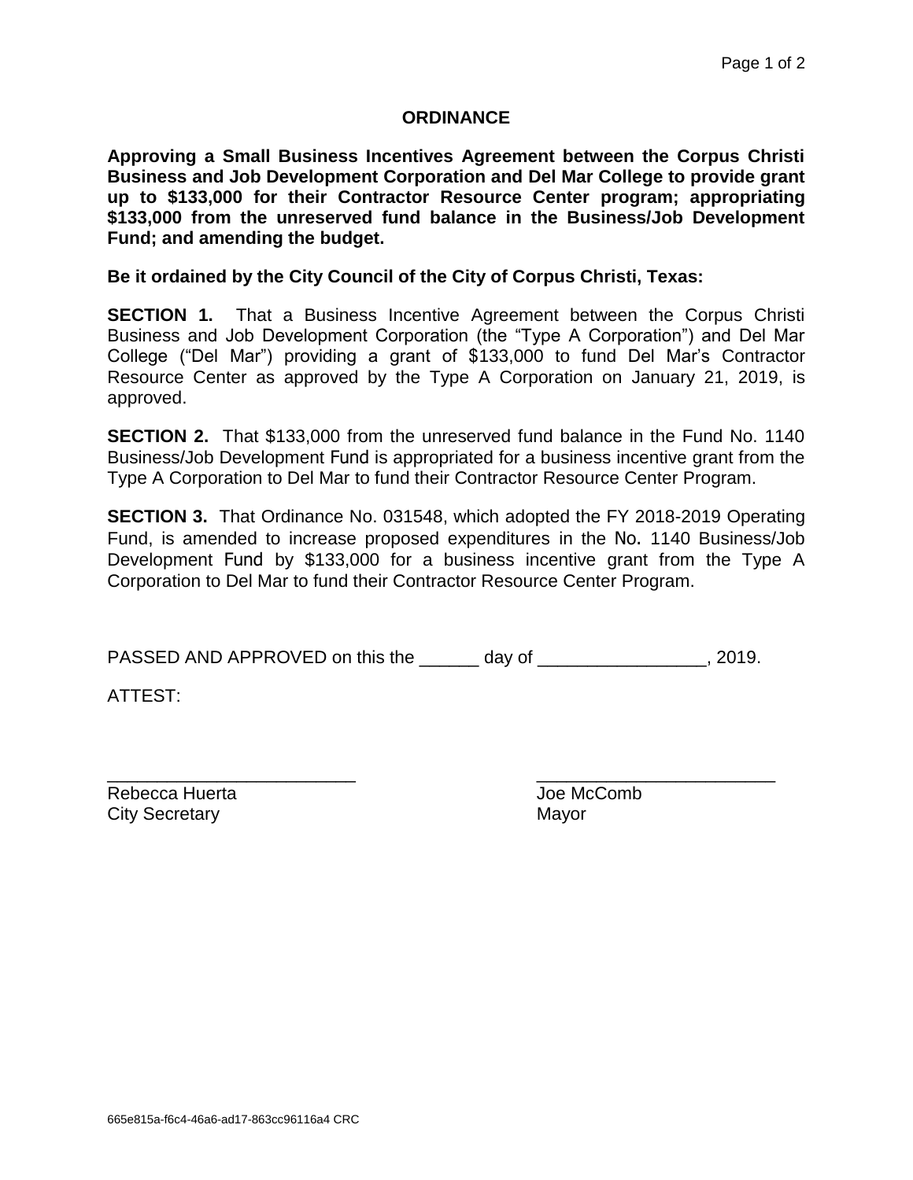# ORDINANCE

**Approving a Small Business Incentives Agreement between the Corpus Christi Business and Job Development Corporation and Del Mar College to provide grant up to $133,000 for their Contractor Resource Center program; appropriating $133,000 from the unreserved fund balance in the Business/Job Development Fund; and amending the budget.**

**Be it ordained by the City Council of the City of Corpus Christi, Texas:**

**SECTION 1.** That a Business Incentive Agreement between the Corpus Christi Business and Job Development Corporation (the "Type A Corporation") and Del Mar College ("Del Mar") providing a grant of $133,000 to fund Del Mar's Contractor Resource Center as approved by the Type A Corporation on January 21, 2019, is approved.

**SECTION 2.** That $133,000 from the unreserved fund balance in the Fund No. 1140 Business/Job Development Fund is appropriated for a business incentive grant from the Type A Corporation to Del Mar to fund their Contractor Resource Center Program.

**SECTION 3.** That Ordinance No. 031548, which adopted the FY 2018-2019 Operating Fund, is amended to increase proposed expenditures in the No. 1140 Business/Job Development Fund by $133,000 for a business incentive grant from the Type A Corporation to Del Mar to fund their Contractor Resource Center Program.

PASSED AND APPROVED on this the ______ day of _________________, 2019.

ATTEST:

_________________________ 
Rebecca Huerta 
City Secretary

_________________________ 
Joe McComb 
Mayor

665e815a-f6c4-46a6-ad17-863cc96116a4 CRC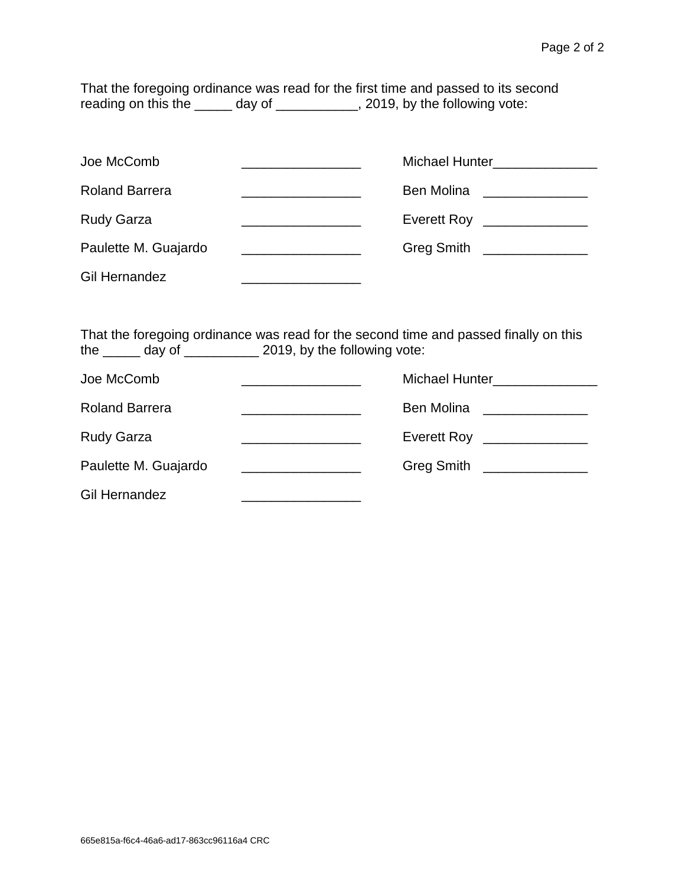That the foregoing ordinance was read for the first time and passed to its second reading on this the _____ day of ___________, 2019, by the following vote:

| | | | |
|---|---|---|---|
| Joe McComb | ________________ | Michael Hunter | ______________ |
| Roland Barrera | ________________ | Ben Molina | ______________ |
| Rudy Garza | ________________ | Everett Roy | ______________ |
| Paulette M. Guajardo | ________________ | Greg Smith | ______________ |
| Gil Hernandez | ________________ | | |

That the foregoing ordinance was read for the second time and passed finally on this the _____ day of __________ 2019, by the following vote:

| | | | |
|---|---|---|---|
| Joe McComb | ________________ | Michael Hunter | ______________ |
| Roland Barrera | ________________ | Ben Molina | ______________ |
| Rudy Garza | ________________ | Everett Roy | ______________ |
| Paulette M. Guajardo | ________________ | Greg Smith | ______________ |
| Gil Hernandez | ________________ | | |

665e815a-f6c4-46a6-ad17-863cc96116a4 CRC